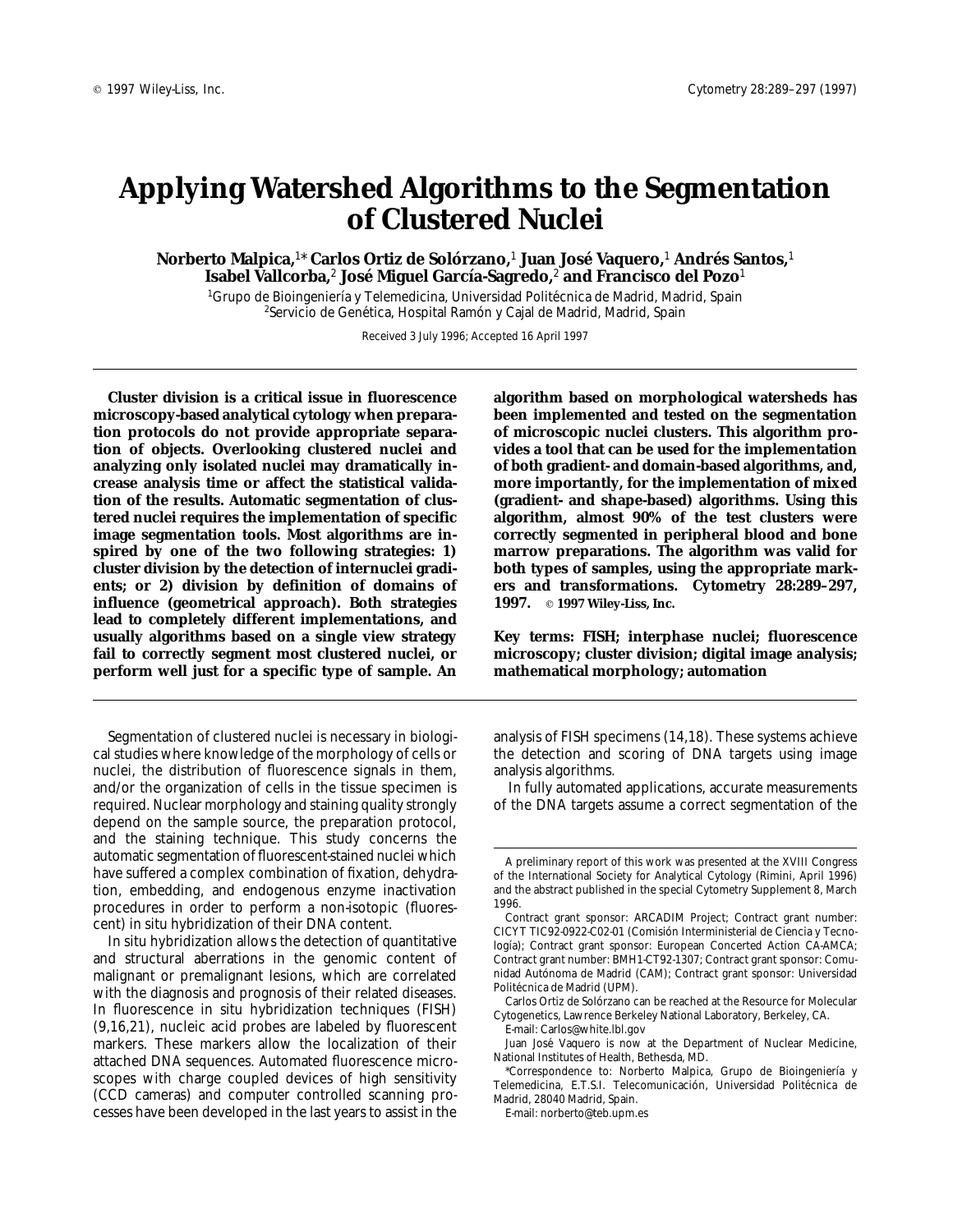# Applying Watershed Algorithms to the Segmentation of Clustered Nuclei

**Norberto Malpica,[1]\* Carlos Ortiz de Solórzano,[1] Juan José Vaquero,[1] Andrés Santos,[1] Isabel Vallcorba,[2] José Miguel García-Sagredo,[2] and Francisco del Pozo[1]**

[1]Grupo de Bioingeniería y Telemedicina, Universidad Politécnica de Madrid, Madrid, Spain
[2]Servicio de Genética, Hospital Ramón y Cajal de Madrid, Madrid, Spain

Received 3 July 1996; Accepted 16 April 1997

**Cluster division is a critical issue in fluorescence microscopy-based analytical cytology when preparation protocols do not provide appropriate separation of objects. Overlooking clustered nuclei and analyzing only isolated nuclei may dramatically increase analysis time or affect the statistical validation of the results. Automatic segmentation of clustered nuclei requires the implementation of specific image segmentation tools. Most algorithms are inspired by one of the two following strategies: 1) cluster division by the detection of internuclei gradients; or 2) division by definition of domains of influence (geometrical approach). Both strategies lead to completely different implementations, and usually algorithms based on a single view strategy fail to correctly segment most clustered nuclei, or perform well just for a specific type of sample. An algorithm based on morphological watersheds has been implemented and tested on the segmentation of microscopic nuclei clusters. This algorithm provides a tool that can be used for the implementation of both gradient- and domain-based algorithms, and, more importantly, for the implementation of mixed (gradient- and shape-based) algorithms. Using this algorithm, almost 90% of the test clusters were correctly segmented in peripheral blood and bone marrow preparations. The algorithm was valid for both types of samples, using the appropriate markers and transformations. Cytometry 28:289–297, 1997.** **© 1997 Wiley-Liss, Inc.**

**Key terms: FISH; interphase nuclei; fluorescence microscopy; cluster division; digital image analysis; mathematical morphology; automation**

Segmentation of clustered nuclei is necessary in biological studies where knowledge of the morphology of cells or nuclei, the distribution of fluorescence signals in them, and/or the organization of cells in the tissue specimen is required. Nuclear morphology and staining quality strongly depend on the sample source, the preparation protocol, and the staining technique. This study concerns the automatic segmentation of fluorescent-stained nuclei which have suffered a complex combination of fixation, dehydration, embedding, and endogenous enzyme inactivation procedures in order to perform a non-isotopic (fluorescent) in situ hybridization of their DNA content.

In situ hybridization allows the detection of quantitative and structural aberrations in the genomic content of malignant or premalignant lesions, which are correlated with the diagnosis and prognosis of their related diseases. In fluorescence in situ hybridization techniques (FISH) (9,16,21), nucleic acid probes are labeled by fluorescent markers. These markers allow the localization of their attached DNA sequences. Automated fluorescence microscopes with charge coupled devices of high sensitivity (CCD cameras) and computer controlled scanning processes have been developed in the last years to assist in the analysis of FISH specimens (14,18). These systems achieve the detection and scoring of DNA targets using image analysis algorithms.

In fully automated applications, accurate measurements of the DNA targets assume a correct segmentation of the

---

A preliminary report of this work was presented at the XVIII Congress of the International Society for Analytical Cytology (Rimini, April 1996) and the abstract published in the special Cytometry Supplement 8, March 1996.

Contract grant sponsor: ARCADIM Project; Contract grant number: CICYT TIC92-0922-C02-01 (Comisión Interministerial de Ciencia y Tecnología); Contract grant sponsor: European Concerted Action CA-AMCA; Contract grant number: BMH1-CT92-1307; Contract grant sponsor: Comunidad Autónoma de Madrid (CAM); Contract grant sponsor: Universidad Politécnica de Madrid (UPM).

Carlos Ortiz de Solórzano can be reached at the Resource for Molecular Cytogenetics, Lawrence Berkeley National Laboratory, Berkeley, CA.
E-mail: Carlos@white.lbl.gov

Juan José Vaquero is now at the Department of Nuclear Medicine, National Institutes of Health, Bethesda, MD.

\*Correspondence to: Norberto Malpica, Grupo de Bioingeniería y Telemedicina, E.T.S.I. Telecomunicación, Universidad Politécnica de Madrid, 28040 Madrid, Spain.
E-mail: norberto@teb.upm.es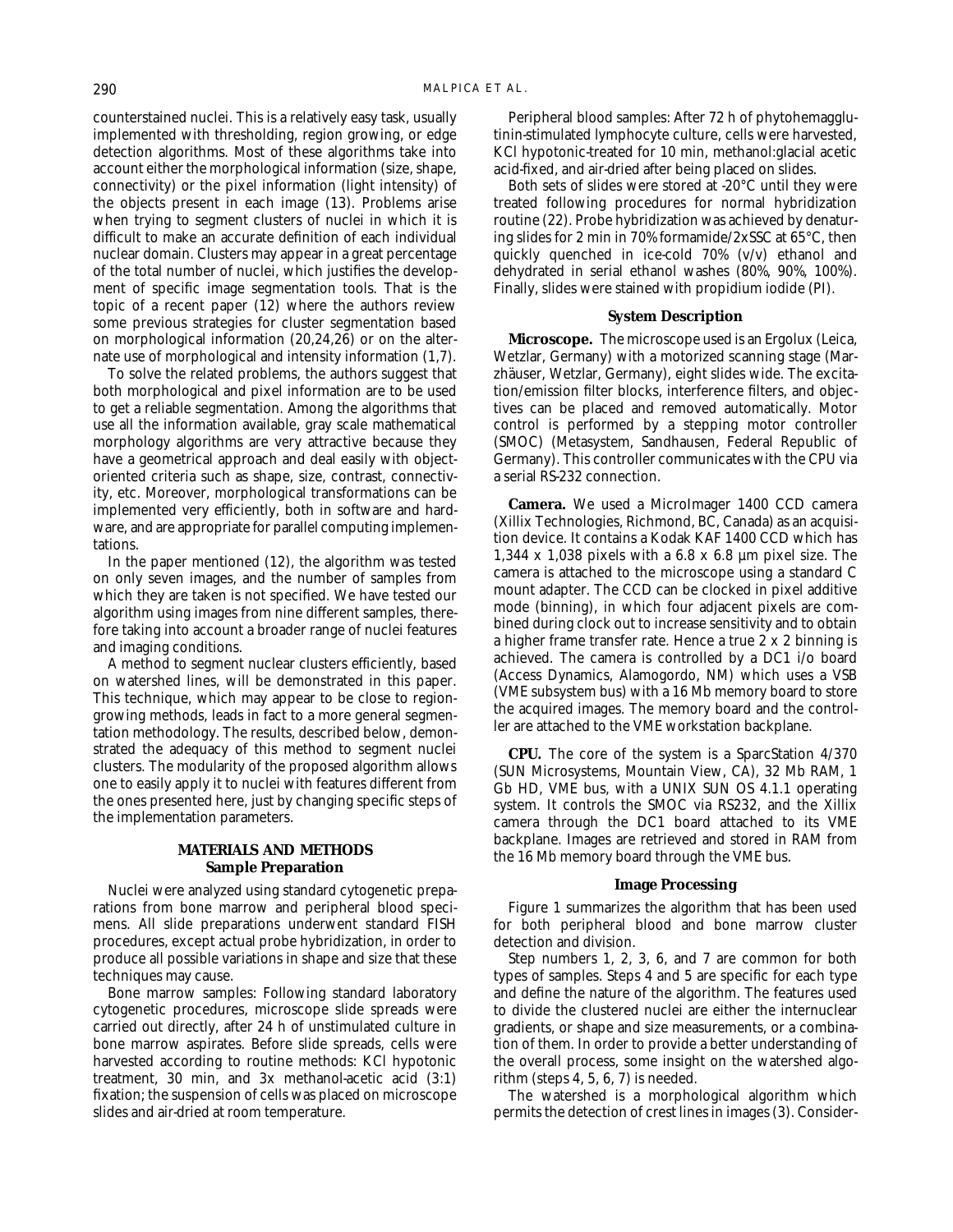counterstained nuclei. This is a relatively easy task, usually implemented with thresholding, region growing, or edge detection algorithms. Most of these algorithms take into account either the morphological information (size, shape, connectivity) or the pixel information (light intensity) of the objects present in each image (13). Problems arise when trying to segment clusters of nuclei in which it is difficult to make an accurate definition of each individual nuclear domain. Clusters may appear in a great percentage of the total number of nuclei, which justifies the development of specific image segmentation tools. That is the topic of a recent paper (12) where the authors review some previous strategies for cluster segmentation based on morphological information (20,24,26) or on the alternate use of morphological and intensity information (1,7).

To solve the related problems, the authors suggest that both morphological and pixel information are to be used to get a reliable segmentation. Among the algorithms that use all the information available, gray scale mathematical morphology algorithms are very attractive because they have a geometrical approach and deal easily with object-oriented criteria such as shape, size, contrast, connectivity, etc. Moreover, morphological transformations can be implemented very efficiently, both in software and hardware, and are appropriate for parallel computing implementations.

In the paper mentioned (12), the algorithm was tested on only seven images, and the number of samples from which they are taken is not specified. We have tested our algorithm using images from nine different samples, therefore taking into account a broader range of nuclei features and imaging conditions.

A method to segment nuclear clusters efficiently, based on watershed lines, will be demonstrated in this paper. This technique, which may appear to be close to region-growing methods, leads in fact to a more general segmentation methodology. The results, described below, demonstrated the adequacy of this method to segment nuclei clusters. The modularity of the proposed algorithm allows one to easily apply it to nuclei with features different from the ones presented here, just by changing specific steps of the implementation parameters.

## MATERIALS AND METHODS

### Sample Preparation

Nuclei were analyzed using standard cytogenetic preparations from bone marrow and peripheral blood specimens. All slide preparations underwent standard FISH procedures, except actual probe hybridization, in order to produce all possible variations in shape and size that these techniques may cause.

Bone marrow samples: Following standard laboratory cytogenetic procedures, microscope slide spreads were carried out directly, after 24 h of unstimulated culture in bone marrow aspirates. Before slide spreads, cells were harvested according to routine methods: KCl hypotonic treatment, 30 min, and 3x methanol-acetic acid (3:1) fixation; the suspension of cells was placed on microscope slides and air-dried at room temperature.

Peripheral blood samples: After 72 h of phytohemagglutinin-stimulated lymphocyte culture, cells were harvested, KCl hypotonic-treated for 10 min, methanol:glacial acetic acid-fixed, and air-dried after being placed on slides.

Both sets of slides were stored at -20°C until they were treated following procedures for normal hybridization routine (22). Probe hybridization was achieved by denaturing slides for 2 min in 70% formamide/2xSSC at 65°C, then quickly quenched in ice-cold 70% (v/v) ethanol and dehydrated in serial ethanol washes (80%, 90%, 100%). Finally, slides were stained with propidium iodide (PI).

### System Description

**Microscope.** The microscope used is an Ergolux (Leica, Wetzlar, Germany) with a motorized scanning stage (Marzhäuser, Wetzlar, Germany), eight slides wide. The excitation/emission filter blocks, interference filters, and objectives can be placed and removed automatically. Motor control is performed by a stepping motor controller (SMOC) (Metasystem, Sandhausen, Federal Republic of Germany). This controller communicates with the CPU via a serial RS-232 connection.

**Camera.** We used a MicroImager 1400 CCD camera (Xillix Technologies, Richmond, BC, Canada) as an acquisition device. It contains a Kodak KAF 1400 CCD which has 1,344 x 1,038 pixels with a 6.8 x 6.8 µm pixel size. The camera is attached to the microscope using a standard C mount adapter. The CCD can be clocked in pixel additive mode (binning), in which four adjacent pixels are combined during clock out to increase sensitivity and to obtain a higher frame transfer rate. Hence a true 2 x 2 binning is achieved. The camera is controlled by a DC1 i/o board (Access Dynamics, Alamogordo, NM) which uses a VSB (VME subsystem bus) with a 16 Mb memory board to store the acquired images. The memory board and the controller are attached to the VME workstation backplane.

**CPU.** The core of the system is a SparcStation 4/370 (SUN Microsystems, Mountain View, CA), 32 Mb RAM, 1 Gb HD, VME bus, with a UNIX SUN OS 4.1.1 operating system. It controls the SMOC via RS232, and the Xillix camera through the DC1 board attached to its VME backplane. Images are retrieved and stored in RAM from the 16 Mb memory board through the VME bus.

### Image Processing

Figure 1 summarizes the algorithm that has been used for both peripheral blood and bone marrow cluster detection and division.

Step numbers 1, 2, 3, 6, and 7 are common for both types of samples. Steps 4 and 5 are specific for each type and define the nature of the algorithm. The features used to divide the clustered nuclei are either the internuclear gradients, or shape and size measurements, or a combination of them. In order to provide a better understanding of the overall process, some insight on the watershed algorithm (steps 4, 5, 6, 7) is needed.

The watershed is a morphological algorithm which permits the detection of crest lines in images (3). Consider-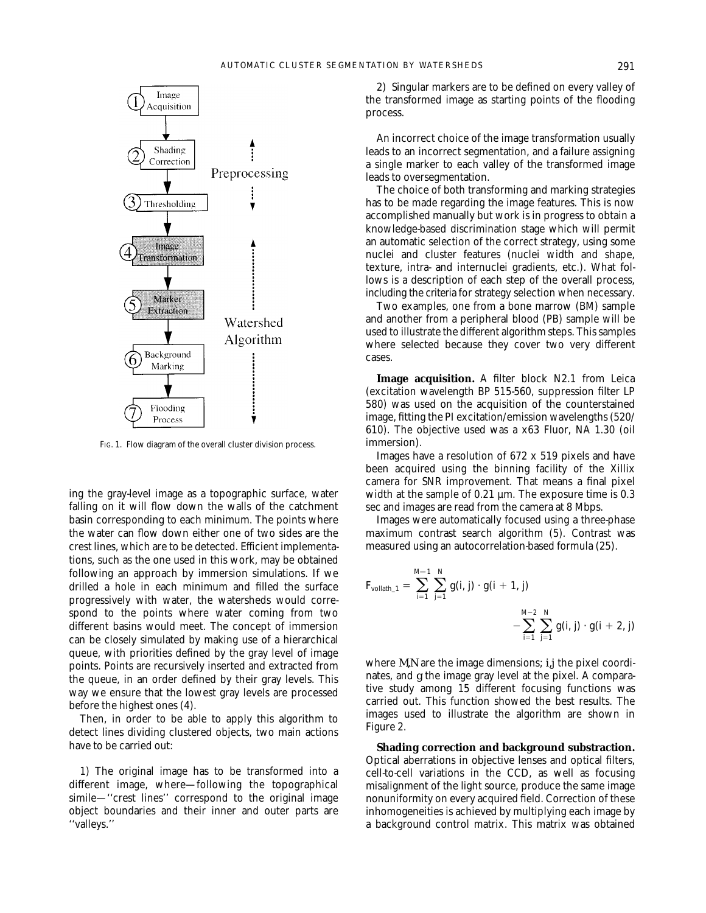Image Acquisition

Shading Correction

Thresholding

Image Transformation

Marker Extraction

Background Marking

Flooding Process

Preprocessing

Watershed Algorithm

FIG. 1. Flow diagram of the overall cluster division process.

ing the gray-level image as a topographic surface, water falling on it will flow down the walls of the catchment basin corresponding to each minimum. The points where the water can flow down either one of two sides are the crest lines, which are to be detected. Efficient implementations, such as the one used in this work, may be obtained following an approach by immersion simulations. If we drilled a hole in each minimum and filled the surface progressively with water, the watersheds would correspond to the points where water coming from two different basins would meet. The concept of immersion can be closely simulated by making use of a hierarchical queue, with priorities defined by the gray level of image points. Points are recursively inserted and extracted from the queue, in an order defined by their gray levels. This way we ensure that the lowest gray levels are processed before the highest ones (4).

Then, in order to be able to apply this algorithm to detect lines dividing clustered objects, two main actions have to be carried out:

1) The original image has to be transformed into a different image, where—following the topographical simile—''crest lines'' correspond to the original image object boundaries and their inner and outer parts are ''valleys.''

2) Singular markers are to be defined on every valley of the transformed image as starting points of the flooding process.

An incorrect choice of the image transformation usually leads to an incorrect segmentation, and a failure assigning a single marker to each valley of the transformed image leads to oversegmentation.

The choice of both transforming and marking strategies has to be made regarding the image features. This is now accomplished manually but work is in progress to obtain a knowledge-based discrimination stage which will permit an automatic selection of the correct strategy, using some nuclei and cluster features (nuclei width and shape, texture, intra- and internuclei gradients, etc.). What follows is a description of each step of the overall process, including the criteria for strategy selection when necessary.

Two examples, one from a bone marrow (BM) sample and another from a peripheral blood (PB) sample will be used to illustrate the different algorithm steps. This samples where selected because they cover two very different cases.

**Image acquisition.** A filter block N2.1 from Leica (excitation wavelength BP 515-560, suppression filter LP 580) was used on the acquisition of the counterstained image, fitting the PI excitation/emission wavelengths (520/610). The objective used was a x63 Fluor, NA 1.30 (oil immersion).

Images have a resolution of 672 x 519 pixels and have been acquired using the binning facility of the Xillix camera for SNR improvement. That means a final pixel width at the sample of 0.21 µm. The exposure time is 0.3 sec and images are read from the camera at 8 Mbps.

Images were automatically focused using a three-phase maximum contrast search algorithm (5). Contrast was measured using an autocorrelation-based formula (25).

$$F_{vollath\_1} = \sum_{i=1}^{M-1} \sum_{j=1}^{N} g(i, j) \cdot g(i + 1, j) - \sum_{i=1}^{M-2} \sum_{j=1}^{N} g(i, j) \cdot g(i + 2, j)$$

where $M$,$N$ are the image dimensions; $i$,$j$ the pixel coordinates, and $g$ the image gray level at the pixel. A comparative study among 15 different focusing functions was carried out. This function showed the best results. The images used to illustrate the algorithm are shown in Figure 2.

**Shading correction and background substraction.** Optical aberrations in objective lenses and optical filters, cell-to-cell variations in the CCD, as well as focusing misalignment of the light source, produce the same image nonuniformity on every acquired field. Correction of these inhomogeneities is achieved by multiplying each image by a background control matrix. This matrix was obtained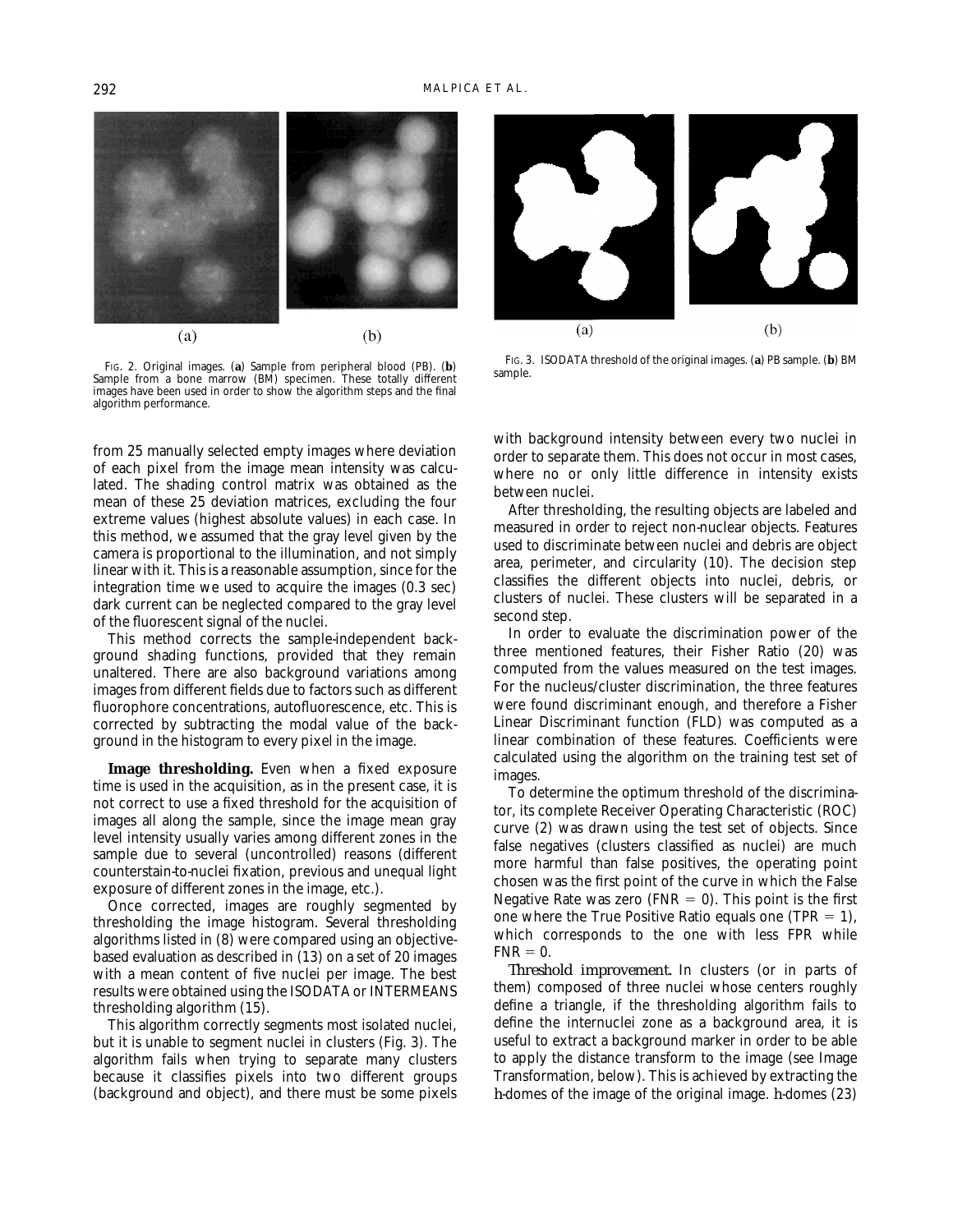FIG. 2. Original images. (**a**) Sample from peripheral blood (PB). (**b**) Sample from a bone marrow (BM) specimen. These totally different images have been used in order to show the algorithm steps and the final algorithm performance.

FIG. 3. ISODATA threshold of the original images. (**a**) PB sample. (**b**) BM sample.

from 25 manually selected empty images where deviation of each pixel from the image mean intensity was calculated. The shading control matrix was obtained as the mean of these 25 deviation matrices, excluding the four extreme values (highest absolute values) in each case. In this method, we assumed that the gray level given by the camera is proportional to the illumination, and not simply linear with it. This is a reasonable assumption, since for the integration time we used to acquire the images (0.3 sec) dark current can be neglected compared to the gray level of the fluorescent signal of the nuclei.

This method corrects the sample-independent background shading functions, provided that they remain unaltered. There are also background variations among images from different fields due to factors such as different fluorophore concentrations, autofluorescence, etc. This is corrected by subtracting the modal value of the background in the histogram to every pixel in the image.

**Image thresholding.** Even when a fixed exposure time is used in the acquisition, as in the present case, it is not correct to use a fixed threshold for the acquisition of images all along the sample, since the image mean gray level intensity usually varies among different zones in the sample due to several (uncontrolled) reasons (different counterstain-to-nuclei fixation, previous and unequal light exposure of different zones in the image, etc.).

Once corrected, images are roughly segmented by thresholding the image histogram. Several thresholding algorithms listed in (8) were compared using an objective-based evaluation as described in (13) on a set of 20 images with a mean content of five nuclei per image. The best results were obtained using the ISODATA or INTERMEANS thresholding algorithm (15).

This algorithm correctly segments most isolated nuclei, but it is unable to segment nuclei in clusters (Fig. 3). The algorithm fails when trying to separate many clusters because it classifies pixels into two different groups (background and object), and there must be some pixels with background intensity between every two nuclei in order to separate them. This does not occur in most cases, where no or only little difference in intensity exists between nuclei.

After thresholding, the resulting objects are labeled and measured in order to reject non-nuclear objects. Features used to discriminate between nuclei and debris are object area, perimeter, and circularity (10). The decision step classifies the different objects into nuclei, debris, or clusters of nuclei. These clusters will be separated in a second step.

In order to evaluate the discrimination power of the three mentioned features, their Fisher Ratio (20) was computed from the values measured on the test images. For the nucleus/cluster discrimination, the three features were found discriminant enough, and therefore a Fisher Linear Discriminant function (FLD) was computed as a linear combination of these features. Coefficients were calculated using the algorithm on the training test set of images.

To determine the optimum threshold of the discriminator, its complete Receiver Operating Characteristic (ROC) curve (2) was drawn using the test set of objects. Since false negatives (clusters classified as nuclei) are much more harmful than false positives, the operating point chosen was the first point of the curve in which the False Negative Rate was zero (FNR $= 0$). This point is the first one where the True Positive Ratio equals one (TPR $= 1$), which corresponds to the one with less FPR while FNR $= 0$.

*Threshold improvement.* In clusters (or in parts of them) composed of three nuclei whose centers roughly define a triangle, if the thresholding algorithm fails to define the internuclei zone as a background area, it is useful to extract a background marker in order to be able to apply the distance transform to the image (see Image Transformation, below). This is achieved by extracting the *h*-domes of the image of the original image. *h*-domes (23)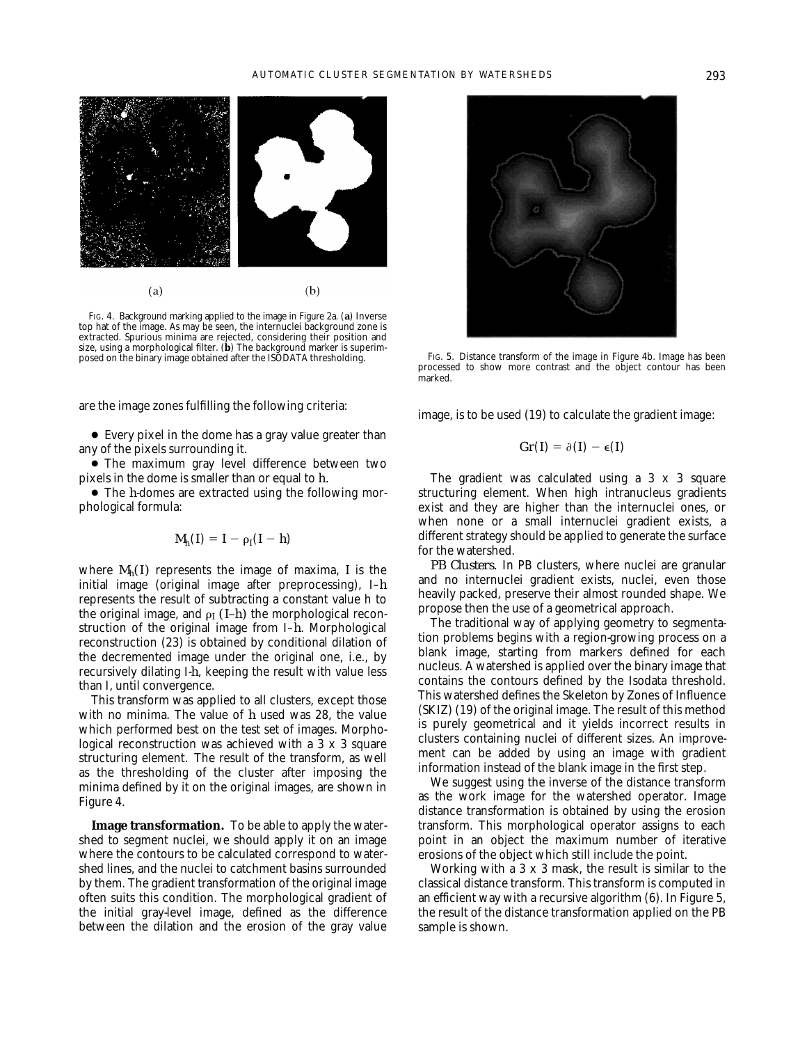FIG. 4. Background marking applied to the image in Figure 2a. (**a**) Inverse top hat of the image. As may be seen, the internuclei background zone is extracted. Spurious minima are rejected, considering their position and size, using a morphological filter. (**b**) The background marker is superimposed on the binary image obtained after the ISODATA thresholding.

FIG. 5. Distance transform of the image in Figure 4b. Image has been processed to show more contrast and the object contour has been marked.

are the image zones fulfilling the following criteria:

- Every pixel in the dome has a gray value greater than any of the pixels surrounding it.
- The maximum gray level difference between two pixels in the dome is smaller than or equal to $h$.
- The $h$-domes are extracted using the following morphological formula:

$$M_h(I) = I - \rho_I(I - h)$$

where $M_h(I)$ represents the image of maxima, $I$ is the initial image (original image after preprocessing), $I{-}h$ represents the result of subtracting a constant value h to the original image, and $\rho_I\,(I{-}h)$ the morphological reconstruction of the original image from $I{-}h$. Morphological reconstruction (23) is obtained by conditional dilation of the decremented image under the original one, i.e., by recursively dilating I-h, keeping the result with value less than I, until convergence.

This transform was applied to all clusters, except those with no minima. The value of $h$ used was 28, the value which performed best on the test set of images. Morphological reconstruction was achieved with a 3 x 3 square structuring element. The result of the transform, as well as the thresholding of the cluster after imposing the minima defined by it on the original images, are shown in Figure 4.

**Image transformation.** To be able to apply the watershed to segment nuclei, we should apply it on an image where the contours to be calculated correspond to watershed lines, and the nuclei to catchment basins surrounded by them. The gradient transformation of the original image often suits this condition. The morphological gradient of the initial gray-level image, defined as the difference between the dilation and the erosion of the gray value image, is to be used (19) to calculate the gradient image:

$$Gr(I) = \partial(I) - \epsilon(I)$$

The gradient was calculated using a 3 x 3 square structuring element. When high intranucleus gradients exist and they are higher than the internuclei ones, or when none or a small internuclei gradient exists, a different strategy should be applied to generate the surface for the watershed.

*PB Clusters.* In PB clusters, where nuclei are granular and no internuclei gradient exists, nuclei, even those heavily packed, preserve their almost rounded shape. We propose then the use of a geometrical approach.

The traditional way of applying geometry to segmentation problems begins with a region-growing process on a blank image, starting from markers defined for each nucleus. A watershed is applied over the binary image that contains the contours defined by the Isodata threshold. This watershed defines the Skeleton by Zones of Influence (SKIZ) (19) of the original image. The result of this method is purely geometrical and it yields incorrect results in clusters containing nuclei of different sizes. An improvement can be added by using an image with gradient information instead of the blank image in the first step.

We suggest using the inverse of the distance transform as the work image for the watershed operator. Image distance transformation is obtained by using the erosion transform. This morphological operator assigns to each point in an object the maximum number of iterative erosions of the object which still include the point.

Working with a 3 x 3 mask, the result is similar to the classical distance transform. This transform is computed in an efficient way with a recursive algorithm (6). In Figure 5, the result of the distance transformation applied on the PB sample is shown.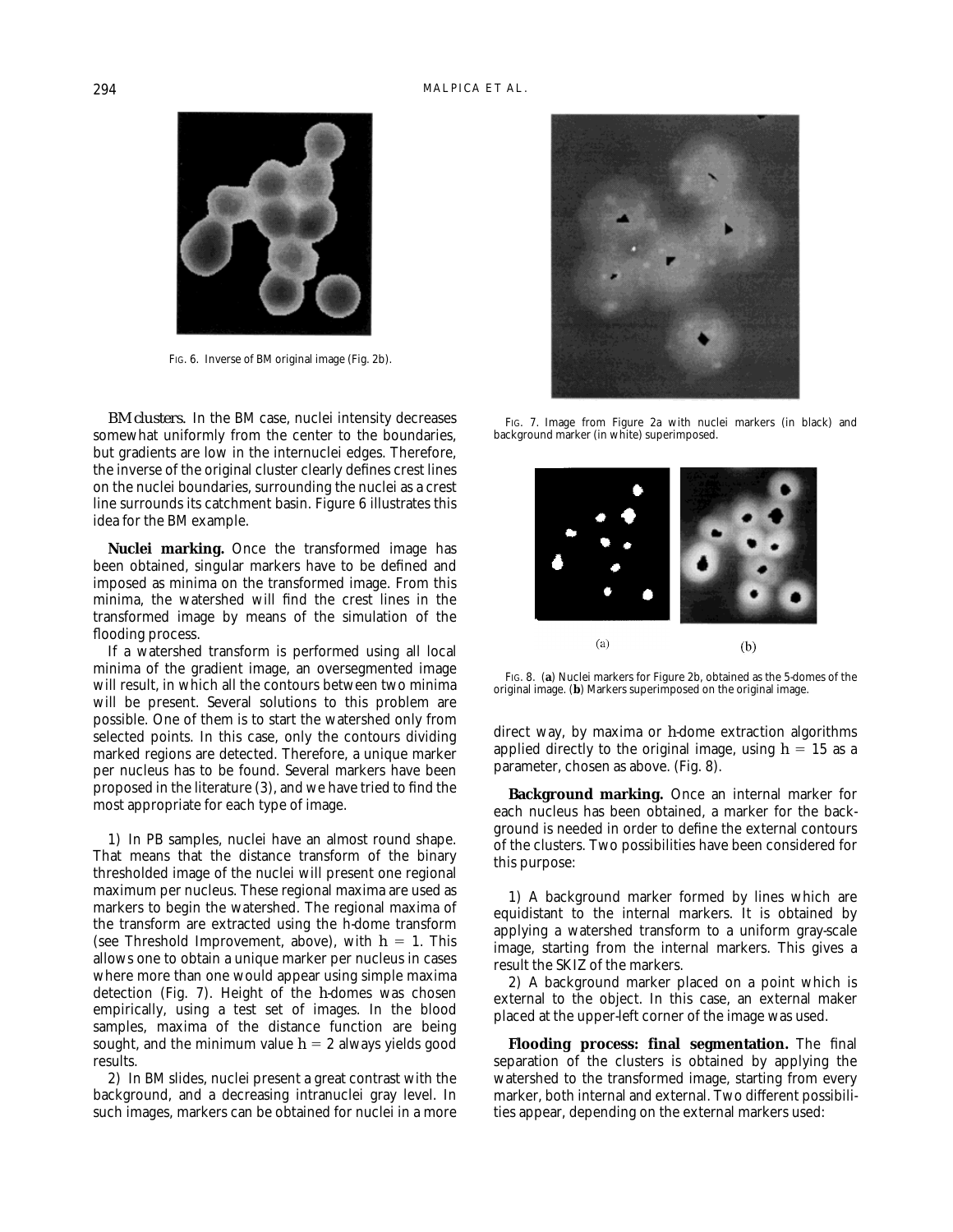FIG. 6. Inverse of BM original image (Fig. 2b).

*BM clusters.* In the BM case, nuclei intensity decreases somewhat uniformly from the center to the boundaries, but gradients are low in the internuclei edges. Therefore, the inverse of the original cluster clearly defines crest lines on the nuclei boundaries, surrounding the nuclei as a crest line surrounds its catchment basin. Figure 6 illustrates this idea for the BM example.

**Nuclei marking.** Once the transformed image has been obtained, singular markers have to be defined and imposed as minima on the transformed image. From this minima, the watershed will find the crest lines in the transformed image by means of the simulation of the flooding process.

If a watershed transform is performed using all local minima of the gradient image, an oversegmented image will result, in which all the contours between two minima will be present. Several solutions to this problem are possible. One of them is to start the watershed only from selected points. In this case, only the contours dividing marked regions are detected. Therefore, a unique marker per nucleus has to be found. Several markers have been proposed in the literature (3), and we have tried to find the most appropriate for each type of image.

1) In PB samples, nuclei have an almost round shape. That means that the distance transform of the binary thresholded image of the nuclei will present one regional maximum per nucleus. These regional maxima are used as markers to begin the watershed. The regional maxima of the transform are extracted using the h-dome transform (see Threshold Improvement, above), with $h = 1$. This allows one to obtain a unique marker per nucleus in cases where more than one would appear using simple maxima detection (Fig. 7). Height of the h-domes was chosen empirically, using a test set of images. In the blood samples, maxima of the distance function are being sought, and the minimum value $h = 2$ always yields good results.

2) In BM slides, nuclei present a great contrast with the background, and a decreasing intranuclei gray level. In such images, markers can be obtained for nuclei in a more direct way, by maxima or h-dome extraction algorithms applied directly to the original image, using $h = 15$ as a parameter, chosen as above. (Fig. 8).

FIG. 7. Image from Figure 2a with nuclei markers (in black) and background marker (in white) superimposed.

FIG. 8. (**a**) Nuclei markers for Figure 2b, obtained as the 5-domes of the original image. (**b**) Markers superimposed on the original image.

**Background marking.** Once an internal marker for each nucleus has been obtained, a marker for the background is needed in order to define the external contours of the clusters. Two possibilities have been considered for this purpose:

1) A background marker formed by lines which are equidistant to the internal markers. It is obtained by applying a watershed transform to a uniform gray-scale image, starting from the internal markers. This gives a result the SKIZ of the markers.

2) A background marker placed on a point which is external to the object. In this case, an external maker placed at the upper-left corner of the image was used.

**Flooding process: final segmentation.** The final separation of the clusters is obtained by applying the watershed to the transformed image, starting from every marker, both internal and external. Two different possibilities appear, depending on the external markers used: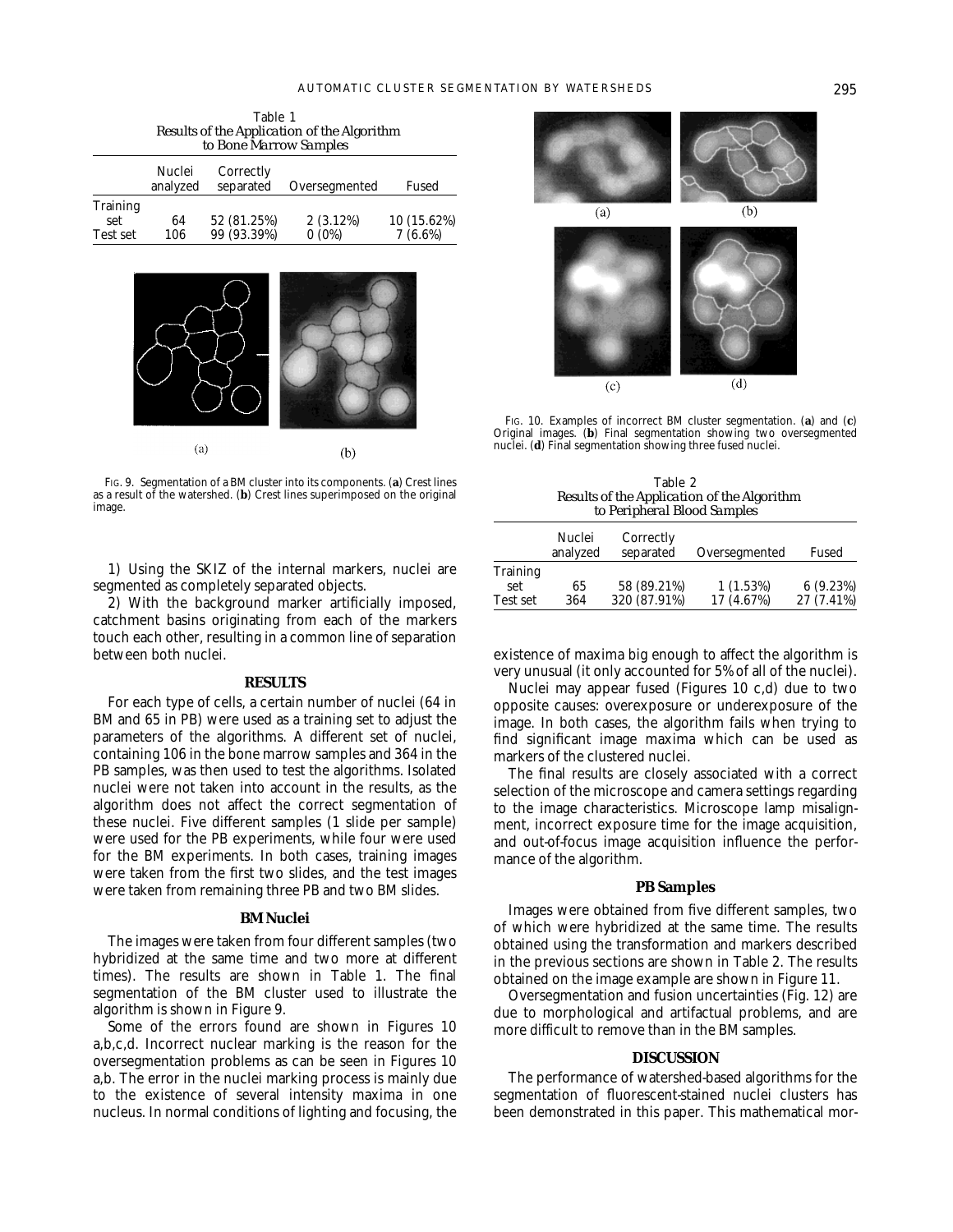Table 1
*Results of the Application of the Algorithm to Bone Marrow Samples*

| | Nuclei analyzed | Correctly separated | Oversegmented | Fused |
|---|---|---|---|---|
| Training set | 64 | 52 (81.25%) | 2 (3.12%) | 10 (15.62%) |
| Test set | 106 | 99 (93.39%) | 0 (0%) | 7 (6.6%) |

FIG. 9. Segmentation of a BM cluster into its components. (**a**) Crest lines as a result of the watershed. (**b**) Crest lines superimposed on the original image.

1) Using the SKIZ of the internal markers, nuclei are segmented as completely separated objects.

2) With the background marker artificially imposed, catchment basins originating from each of the markers touch each other, resulting in a common line of separation between both nuclei.

## RESULTS

For each type of cells, a certain number of nuclei (64 in BM and 65 in PB) were used as a training set to adjust the parameters of the algorithms. A different set of nuclei, containing 106 in the bone marrow samples and 364 in the PB samples, was then used to test the algorithms. Isolated nuclei were not taken into account in the results, as the algorithm does not affect the correct segmentation of these nuclei. Five different samples (1 slide per sample) were used for the PB experiments, while four were used for the BM experiments. In both cases, training images were taken from the first two slides, and the test images were taken from remaining three PB and two BM slides.

### BM Nuclei

The images were taken from four different samples (two hybridized at the same time and two more at different times). The results are shown in Table 1. The final segmentation of the BM cluster used to illustrate the algorithm is shown in Figure 9.

Some of the errors found are shown in Figures 10 a,b,c,d. Incorrect nuclear marking is the reason for the oversegmentation problems as can be seen in Figures 10 a,b. The error in the nuclei marking process is mainly due to the existence of several intensity maxima in one nucleus. In normal conditions of lighting and focusing, the existence of maxima big enough to affect the algorithm is very unusual (it only accounted for 5% of all of the nuclei).

Nuclei may appear fused (Figures 10 c,d) due to two opposite causes: overexposure or underexposure of the image. In both cases, the algorithm fails when trying to find significant image maxima which can be used as markers of the clustered nuclei.

The final results are closely associated with a correct selection of the microscope and camera settings regarding to the image characteristics. Microscope lamp misalignment, incorrect exposure time for the image acquisition, and out-of-focus image acquisition influence the performance of the algorithm.

FIG. 10. Examples of incorrect BM cluster segmentation. (**a**) and (**c**) Original images. (**b**) Final segmentation showing two oversegmented nuclei. (**d**) Final segmentation showing three fused nuclei.

Table 2
*Results of the Application of the Algorithm to Peripheral Blood Samples*

| | Nuclei analyzed | Correctly separated | Oversegmented | Fused |
|---|---|---|---|---|
| Training set | 65 | 58 (89.21%) | 1 (1.53%) | 6 (9.23%) |
| Test set | 364 | 320 (87.91%) | 17 (4.67%) | 27 (7.41%) |

### PB Samples

Images were obtained from five different samples, two of which were hybridized at the same time. The results obtained using the transformation and markers described in the previous sections are shown in Table 2. The results obtained on the image example are shown in Figure 11.

Oversegmentation and fusion uncertainties (Fig. 12) are due to morphological and artifactual problems, and are more difficult to remove than in the BM samples.

## DISCUSSION

The performance of watershed-based algorithms for the segmentation of fluorescent-stained nuclei clusters has been demonstrated in this paper. This mathematical mor-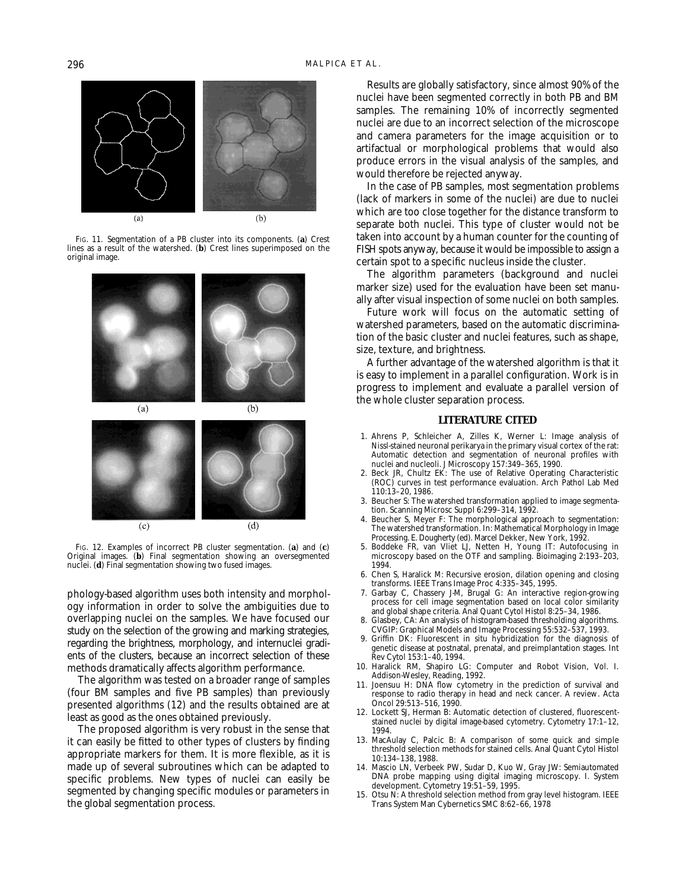FIG. 11. Segmentation of a PB cluster into its components. (**a**) Crest lines as a result of the watershed. (**b**) Crest lines superimposed on the original image.

FIG. 12. Examples of incorrect PB cluster segmentation. (**a**) and (**c**) Original images. (**b**) Final segmentation showing an oversegmented nuclei. (**d**) Final segmentation showing two fused images.

phology-based algorithm uses both intensity and morphology information in order to solve the ambiguities due to overlapping nuclei on the samples. We have focused our study on the selection of the growing and marking strategies, regarding the brightness, morphology, and internuclei gradients of the clusters, because an incorrect selection of these methods dramatically affects algorithm performance.

The algorithm was tested on a broader range of samples (four BM samples and five PB samples) than previously presented algorithms (12) and the results obtained are at least as good as the ones obtained previously.

The proposed algorithm is very robust in the sense that it can easily be fitted to other types of clusters by finding appropriate markers for them. It is more flexible, as it is made up of several subroutines which can be adapted to specific problems. New types of nuclei can easily be segmented by changing specific modules or parameters in the global segmentation process.

Results are globally satisfactory, since almost 90% of the nuclei have been segmented correctly in both PB and BM samples. The remaining 10% of incorrectly segmented nuclei are due to an incorrect selection of the microscope and camera parameters for the image acquisition or to artifactual or morphological problems that would also produce errors in the visual analysis of the samples, and would therefore be rejected anyway.

In the case of PB samples, most segmentation problems (lack of markers in some of the nuclei) are due to nuclei which are too close together for the distance transform to separate both nuclei. This type of cluster would not be taken into account by a human counter for the counting of FISH spots anyway, because it would be impossible to assign a certain spot to a specific nucleus inside the cluster.

The algorithm parameters (background and nuclei marker size) used for the evaluation have been set manually after visual inspection of some nuclei on both samples.

Future work will focus on the automatic setting of watershed parameters, based on the automatic discrimination of the basic cluster and nuclei features, such as shape, size, texture, and brightness.

A further advantage of the watershed algorithm is that it is easy to implement in a parallel configuration. Work is in progress to implement and evaluate a parallel version of the whole cluster separation process.

## LITERATURE CITED

1. Ahrens P, Schleicher A, Zilles K, Werner L: Image analysis of Nissl-stained neuronal perikarya in the primary visual cortex of the rat: Automatic detection and segmentation of neuronal profiles with nuclei and nucleoli. J Microscopy 157:349–365, 1990.
2. Beck JR, Chultz EK: The use of Relative Operating Characteristic (ROC) curves in test performance evaluation. Arch Pathol Lab Med 110:13–20, 1986.
3. Beucher S: The watershed transformation applied to image segmentation. Scanning Microsc Suppl 6:299–314, 1992.
4. Beucher S, Meyer F: The morphological approach to segmentation: The watershed transformation. In: Mathematical Morphology in Image Processing. E. Dougherty (ed). Marcel Dekker, New York, 1992.
5. Boddeke FR, van Vliet LJ, Netten H, Young IT: Autofocusing in microscopy based on the OTF and sampling. Bioimaging 2:193–203, 1994.
6. Chen S, Haralick M: Recursive erosion, dilation opening and closing transforms. IEEE Trans Image Proc 4:335–345, 1995.
7. Garbay C, Chassery J-M, Brugal G: An interactive region-growing process for cell image segmentation based on local color similarity and global shape criteria. Anal Quant Cytol Histol 8:25–34, 1986.
8. Glasbey, CA: An analysis of histogram-based thresholding algorithms. CVGIP: Graphical Models and Image Processing 55:532–537, 1993.
9. Griffin DK: Fluorescent in situ hybridization for the diagnosis of genetic disease at postnatal, prenatal, and preimplantation stages. Int Rev Cytol 153:1–40, 1994.
10. Haralick RM, Shapiro LG: Computer and Robot Vision, Vol. I. Addison-Wesley, Reading, 1992.
11. Joensuu H: DNA flow cytometry in the prediction of survival and response to radio therapy in head and neck cancer. A review. Acta Oncol 29:513–516, 1990.
12. Lockett SJ, Herman B: Automatic detection of clustered, fluorescent-stained nuclei by digital image-based cytometry. Cytometry 17:1–12, 1994.
13. MacAulay C, Palcic B: A comparison of some quick and simple threshold selection methods for stained cells. Anal Quant Cytol Histol 10:134–138, 1988.
14. Mascio LN, Verbeek PW, Sudar D, Kuo W, Gray JW: Semiautomated DNA probe mapping using digital imaging microscopy. I. System development. Cytometry 19:51–59, 1995.
15. Otsu N: A threshold selection method from gray level histogram. IEEE Trans System Man Cybernetics SMC 8:62–66, 1978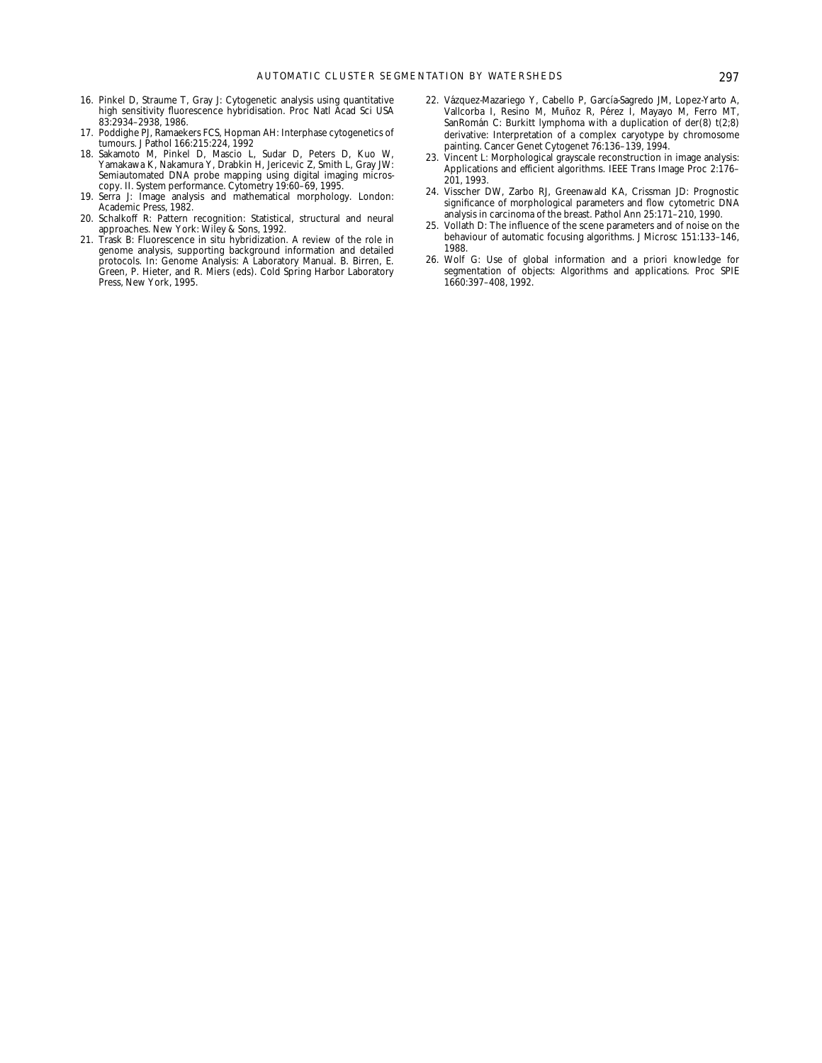16. Pinkel D, Straume T, Gray J: Cytogenetic analysis using quantitative high sensitivity fluorescence hybridisation. Proc Natl Acad Sci USA 83:2934–2938, 1986.
17. Poddighe PJ, Ramaekers FCS, Hopman AH: Interphase cytogenetics of tumours. J Pathol 166:215:224, 1992
18. Sakamoto M, Pinkel D, Mascio L, Sudar D, Peters D, Kuo W, Yamakawa K, Nakamura Y, Drabkin H, Jericevic Z, Smith L, Gray JW: Semiautomated DNA probe mapping using digital imaging microscopy. II. System performance. Cytometry 19:60–69, 1995.
19. Serra J: Image analysis and mathematical morphology. London: Academic Press, 1982.
20. Schalkoff R: Pattern recognition: Statistical, structural and neural approaches. New York: Wiley & Sons, 1992.
21. Trask B: Fluorescence in situ hybridization. A review of the role in genome analysis, supporting background information and detailed protocols. In: Genome Analysis: A Laboratory Manual. B. Birren, E. Green, P. Hieter, and R. Miers (eds). Cold Spring Harbor Laboratory Press, New York, 1995.
22. Vázquez-Mazariego Y, Cabello P, García-Sagredo JM, Lopez-Yarto A, Vallcorba I, Resino M, Muñoz R, Pérez I, Mayayo M, Ferro MT, SanRomán C: Burkitt lymphoma with a duplication of der(8) t(2;8) derivative: Interpretation of a complex caryotype by chromosome painting. Cancer Genet Cytogenet 76:136–139, 1994.
23. Vincent L: Morphological grayscale reconstruction in image analysis: Applications and efficient algorithms. IEEE Trans Image Proc 2:176–201, 1993.
24. Visscher DW, Zarbo RJ, Greenawald KA, Crissman JD: Prognostic significance of morphological parameters and flow cytometric DNA analysis in carcinoma of the breast. Pathol Ann 25:171–210, 1990.
25. Vollath D: The influence of the scene parameters and of noise on the behaviour of automatic focusing algorithms. J Microsc 151:133–146, 1988.
26. Wolf G: Use of global information and a priori knowledge for segmentation of objects: Algorithms and applications. Proc SPIE 1660:397–408, 1992.